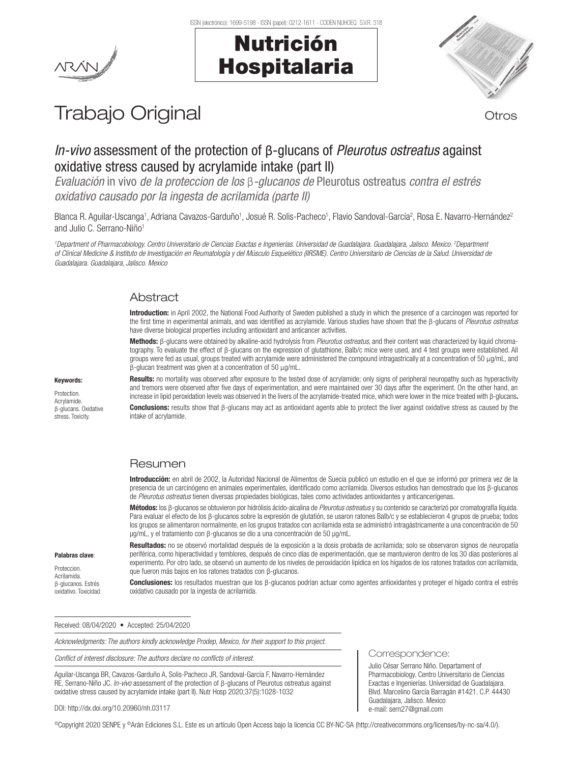Trabajo Original

Otros

# *In-vivo* assessment of the protection of β-glucans of *Pleurotus ostreatus* against oxidative stress caused by acrylamide intake (part II)

*Evaluación* in vivo *de la proteccion de los* β*-glucanos de* Pleurotus ostreatus *contra el estrés oxidativo causado por la ingesta de acrilamida (parte II)*

Blanca R. Aguilar-Uscanga[1], Adriana Cavazos-Garduño[1], Josué R. Solis-Pacheco[1], Flavio Sandoval-García[2], Rosa E. Navarro-Hernández[2] and Julio C. Serrano-Niño[1]

*[1]Department of Pharmacobiology. Centro Universitario de Ciencias Exactas e Ingenierías. Universidad de Guadalajara. Guadalajara, Jalisco. Mexico. [2]Department of Clinical Medicine & Instituto de Investigación en Reumatología y del Músculo Esquelético (IIRSME). Centro Universitario de Ciencias de la Salud. Universidad de Guadalajara. Guadalajara, Jalisco. Mexico*

## Abstract

**Introduction:** in April 2002, the National Food Authority of Sweden published a study in which the presence of a carcinogen was reported for the first time in experimental animals, and was identified as acrylamide. Various studies have shown that the β-glucans of *Pleurotus ostreatus* have diverse biological properties including antioxidant and anticancer activities.

**Methods:** β-glucans were obtained by alkaline-acid hydrolysis from *Pleurotus ostreatus*, and their content was characterized by liquid chromatography. To evaluate the effect of β-glucans on the expression of glutathione, Balb/c mice were used, and 4 test groups were established. All groups were fed as usual, groups treated with acrylamide were administered the compound intragastrically at a concentration of 50 μg/mL, and β-glucan treatment was given at a concentration of 50 μg/mL.

**Results:** no mortality was observed after exposure to the tested dose of acrylamide; only signs of peripheral neuropathy such as hyperactivity and tremors were observed after five days of experimentation, and were maintained over 30 days after the experiment. On the other hand, an increase in lipid peroxidation levels was observed in the livers of the acrylamide-treated mice, which were lower in the mice treated with β-glucans**.**

**Conclusions:** results show that β-glucans may act as antioxidant agents able to protect the liver against oxidative stress as caused by the intake of acrylamide.

**Keywords:**

Protection. Acrylamide. β-glucans. Oxidative stress. Toxicity.

## Resumen

**Introducción:** en abril de 2002, la Autoridad Nacional de Alimentos de Suecia publicó un estudio en el que se informó por primera vez de la presencia de un carcinógeno en animales experimentales, identificado como acrilamida. Diversos estudios han demostrado que los β-glucanos de *Pleurotus ostreatus* tienen diversas propiedades biológicas, tales como actividades antioxidantes y anticancerígenas.

**Métodos:** los β-glucanos se obtuvieron por hidrólisis ácido-alcalina de *Pleurotus ostreatus* y su contenido se caracterizó por cromatografía líquida. Para evaluar el efecto de los β-glucanos sobre la expresión de glutatión, se usaron ratones Balb/c y se establecieron 4 grupos de prueba; todos los grupos se alimentaron normalmente, en los grupos tratados con acrilamida esta se administró intragástricamente a una concentración de 50 μg/mL, y el tratamiento con β-glucanos se dio a una concentración de 50 μg/mL.

**Resultados:** no se observó mortalidad después de la exposición a la dosis probada de acrilamida; solo se observaron signos de neuropatía periférica, como hiperactividad y temblores, después de cinco días de experimentación, que se mantuvieron dentro de los 30 días posteriores al experimento. Por otro lado, se observó un aumento de los niveles de peroxidación lipídica en los hígados de los ratones tratados con acrilamida, que fueron más bajos en los ratones tratados con β-glucanos.

**Conclusiones:** los resultados muestran que los β-glucanos podrían actuar como agentes antioxidantes y proteger el hígado contra el estrés oxidativo causado por la ingesta de acrilamida.

**Palabras clave**:

Proteccion. Acrilamida. β-glucanos. Estrés oxidativo. Toxicidad.

Received: 08/04/2020 • Accepted: 25/04/2020

*Acknowledgments: The authors kindly acknowledge Prodep, Mexico, for their support to this project.*

*Conflict of interest disclosure: The authors declare no conflicts of interest.*

Aguilar-Uscanga BR, Cavazos-Garduño A, Solis-Pacheco JR, Sandoval-García F, Navarro-Hernández RE, Serrano-Niño JC. *In-vivo* assessment of the protection of β-glucans of Pleurotus ostreatus against oxidative stress caused by acrylamide intake (part II). Nutr Hosp 2020;37(5):1028-1032

DOI: http://dx.doi.org/10.20960/nh.03117

Correspondence:

Julio César Serrano Niño. Departament of Pharmacobiology. Centro Universitario de Ciencias Exactas e Ingenierías. Universidad de Guadalajara. Blvd. Marcelino García Barragán #1421. C.P. 44430 Guadalajara, Jalisco. Mexico
e-mail: sern27@gmail.com

©Copyright 2020 SENPE y ©Arán Ediciones S.L. Este es un artículo Open Access bajo la licencia CC BY-NC-SA (http://creativecommons.org/licenses/by-nc-sa/4.0/).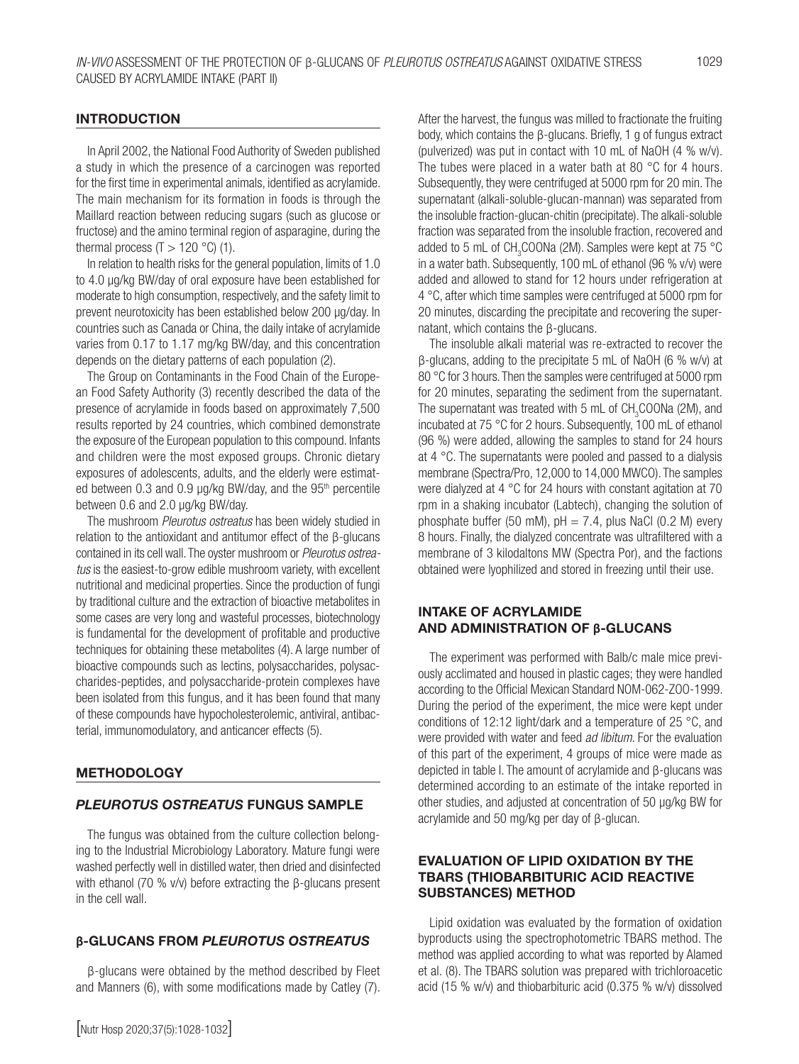## INTRODUCTION

In April 2002, the National Food Authority of Sweden published a study in which the presence of a carcinogen was reported for the first time in experimental animals, identified as acrylamide. The main mechanism for its formation in foods is through the Maillard reaction between reducing sugars (such as glucose or fructose) and the amino terminal region of asparagine, during the thermal process (T > 120 °C) (1).

In relation to health risks for the general population, limits of 1.0 to 4.0 µg/kg BW/day of oral exposure have been established for moderate to high consumption, respectively, and the safety limit to prevent neurotoxicity has been established below 200 µg/day. In countries such as Canada or China, the daily intake of acrylamide varies from 0.17 to 1.17 mg/kg BW/day, and this concentration depends on the dietary patterns of each population (2).

The Group on Contaminants in the Food Chain of the European Food Safety Authority (3) recently described the data of the presence of acrylamide in foods based on approximately 7,500 results reported by 24 countries, which combined demonstrate the exposure of the European population to this compound. Infants and children were the most exposed groups. Chronic dietary exposures of adolescents, adults, and the elderly were estimated between 0.3 and 0.9 µg/kg BW/day, and the 95th percentile between 0.6 and 2.0 µg/kg BW/day.

The mushroom *Pleurotus ostreatus* has been widely studied in relation to the antioxidant and antitumor effect of the β-glucans contained in its cell wall. The oyster mushroom or *Pleurotus ostreatus* is the easiest-to-grow edible mushroom variety, with excellent nutritional and medicinal properties. Since the production of fungi by traditional culture and the extraction of bioactive metabolites in some cases are very long and wasteful processes, biotechnology is fundamental for the development of profitable and productive techniques for obtaining these metabolites (4). A large number of bioactive compounds such as lectins, polysaccharides, polysaccharides-peptides, and polysaccharide-protein complexes have been isolated from this fungus, and it has been found that many of these compounds have hypocholesterolemic, antiviral, antibacterial, immunomodulatory, and anticancer effects (5).

## METHODOLOGY

### *PLEUROTUS OSTREATUS* FUNGUS SAMPLE

The fungus was obtained from the culture collection belonging to the Industrial Microbiology Laboratory. Mature fungi were washed perfectly well in distilled water, then dried and disinfected with ethanol (70 % v/v) before extracting the β-glucans present in the cell wall.

### β-GLUCANS FROM *PLEUROTUS OSTREATUS*

β-glucans were obtained by the method described by Fleet and Manners (6), with some modifications made by Catley (7). After the harvest, the fungus was milled to fractionate the fruiting body, which contains the β-glucans. Briefly, 1 g of fungus extract (pulverized) was put in contact with 10 mL of NaOH (4 % w/v). The tubes were placed in a water bath at 80 °C for 4 hours. Subsequently, they were centrifuged at 5000 rpm for 20 min. The supernatant (alkali-soluble-glucan-mannan) was separated from the insoluble fraction-glucan-chitin (precipitate). The alkali-soluble fraction was separated from the insoluble fraction, recovered and added to 5 mL of $CH_3COONa$ (2M). Samples were kept at 75 °C in a water bath. Subsequently, 100 mL of ethanol (96 % v/v) were added and allowed to stand for 12 hours under refrigeration at 4 °C, after which time samples were centrifuged at 5000 rpm for 20 minutes, discarding the precipitate and recovering the supernatant, which contains the β-glucans.

The insoluble alkali material was re-extracted to recover the β-glucans, adding to the precipitate 5 mL of NaOH (6 % w/v) at 80 °C for 3 hours. Then the samples were centrifuged at 5000 rpm for 20 minutes, separating the sediment from the supernatant. The supernatant was treated with 5 mL of $CH_3COONa$ (2M), and incubated at 75 °C for 2 hours. Subsequently, 100 mL of ethanol (96 %) were added, allowing the samples to stand for 24 hours at 4 °C. The supernatants were pooled and passed to a dialysis membrane (Spectra/Pro, 12,000 to 14,000 MWCO). The samples were dialyzed at 4 °C for 24 hours with constant agitation at 70 rpm in a shaking incubator (Labtech), changing the solution of phosphate buffer (50 mM), pH = 7.4, plus NaCl (0.2 M) every 8 hours. Finally, the dialyzed concentrate was ultrafiltered with a membrane of 3 kilodaltons MW (Spectra Por), and the factions obtained were lyophilized and stored in freezing until their use.

### INTAKE OF ACRYLAMIDE AND ADMINISTRATION OF β-GLUCANS

The experiment was performed with Balb/c male mice previously acclimated and housed in plastic cages; they were handled according to the Official Mexican Standard NOM-062-ZOO-1999. During the period of the experiment, the mice were kept under conditions of 12:12 light/dark and a temperature of 25 °C, and were provided with water and feed *ad libitum*. For the evaluation of this part of the experiment, 4 groups of mice were made as depicted in table I. The amount of acrylamide and β-glucans was determined according to an estimate of the intake reported in other studies, and adjusted at concentration of 50 µg/kg BW for acrylamide and 50 mg/kg per day of β-glucan.

### EVALUATION OF LIPID OXIDATION BY THE TBARS (THIOBARBITURIC ACID REACTIVE SUBSTANCES) METHOD

Lipid oxidation was evaluated by the formation of oxidation byproducts using the spectrophotometric TBARS method. The method was applied according to what was reported by Alamed et al. (8). The TBARS solution was prepared with trichloroacetic acid (15 % w/v) and thiobarbituric acid (0.375 % w/v) dissolved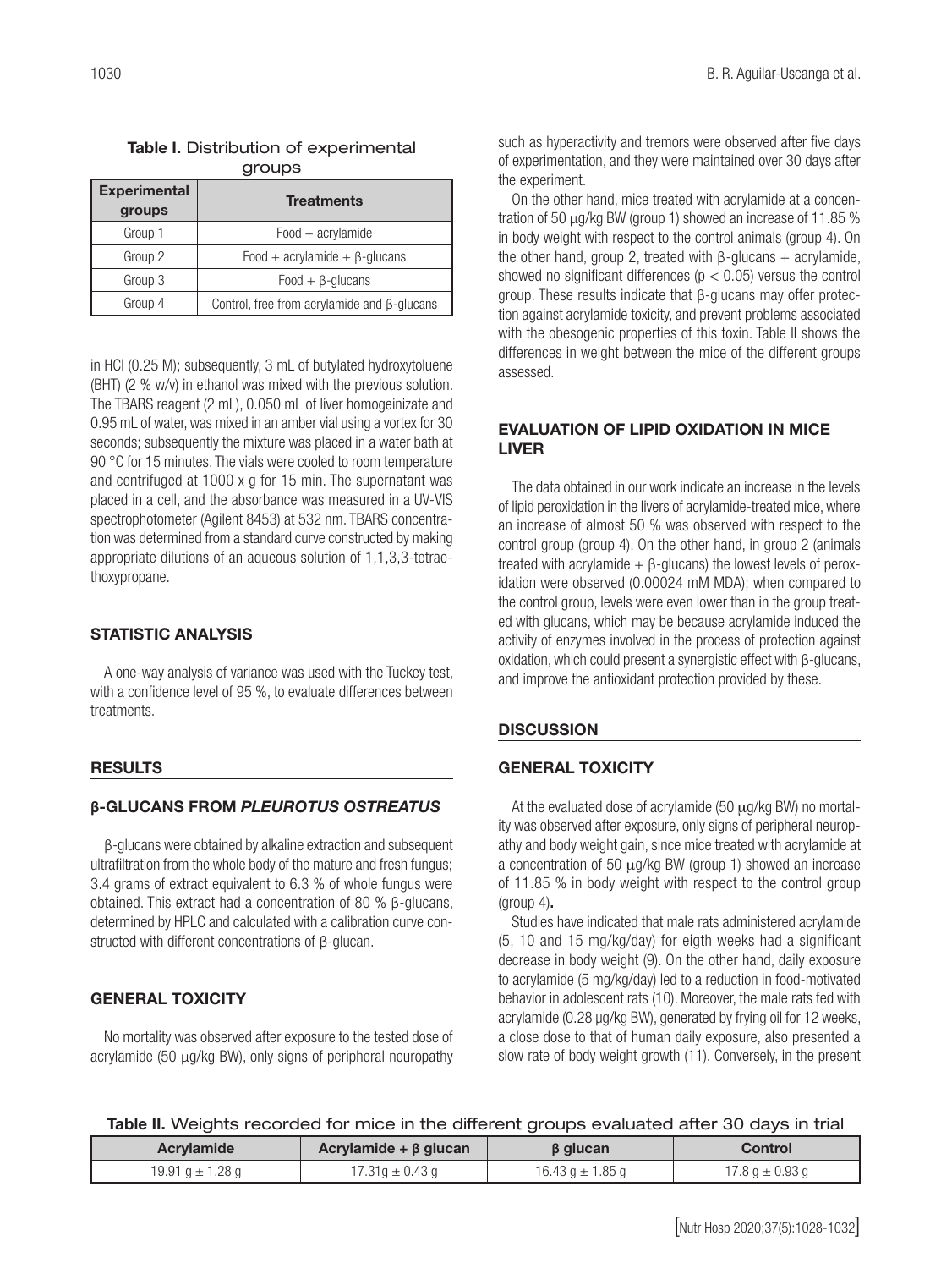**Table I.** Distribution of experimental groups

| Experimental groups | Treatments |
|---|---|
| Group 1 | Food + acrylamide |
| Group 2 | Food + acrylamide + β-glucans |
| Group 3 | Food + β-glucans |
| Group 4 | Control, free from acrylamide and β-glucans |

in HCl (0.25 M); subsequently, 3 mL of butylated hydroxytoluene (BHT) (2 % w/v) in ethanol was mixed with the previous solution. The TBARS reagent (2 mL), 0.050 mL of liver homogeinizate and 0.95 mL of water, was mixed in an amber vial using a vortex for 30 seconds; subsequently the mixture was placed in a water bath at 90 °C for 15 minutes. The vials were cooled to room temperature and centrifuged at 1000 x g for 15 min. The supernatant was placed in a cell, and the absorbance was measured in a UV-VIS spectrophotometer (Agilent 8453) at 532 nm. TBARS concentration was determined from a standard curve constructed by making appropriate dilutions of an aqueous solution of 1,1,3,3-tetraethoxypropane.

## STATISTIC ANALYSIS

A one-way analysis of variance was used with the Tuckey test, with a confidence level of 95 %, to evaluate differences between treatments.

## RESULTS

### β-GLUCANS FROM *PLEUROTUS OSTREATUS*

β-glucans were obtained by alkaline extraction and subsequent ultrafiltration from the whole body of the mature and fresh fungus; 3.4 grams of extract equivalent to 6.3 % of whole fungus were obtained. This extract had a concentration of 80 % β-glucans, determined by HPLC and calculated with a calibration curve constructed with different concentrations of β-glucan.

### GENERAL TOXICITY

No mortality was observed after exposure to the tested dose of acrylamide (50 μg/kg BW), only signs of peripheral neuropathy such as hyperactivity and tremors were observed after five days of experimentation, and they were maintained over 30 days after the experiment.

On the other hand, mice treated with acrylamide at a concentration of 50 μg/kg BW (group 1) showed an increase of 11.85 % in body weight with respect to the control animals (group 4). On the other hand, group 2, treated with β-glucans + acrylamide, showed no significant differences ($p < 0.05$) versus the control group. These results indicate that β-glucans may offer protection against acrylamide toxicity, and prevent problems associated with the obesogenic properties of this toxin. Table II shows the differences in weight between the mice of the different groups assessed.

### EVALUATION OF LIPID OXIDATION IN MICE LIVER

The data obtained in our work indicate an increase in the levels of lipid peroxidation in the livers of acrylamide-treated mice, where an increase of almost 50 % was observed with respect to the control group (group 4). On the other hand, in group 2 (animals treated with acrylamide + β-glucans) the lowest levels of peroxidation were observed (0.00024 mM MDA); when compared to the control group, levels were even lower than in the group treated with glucans, which may be because acrylamide induced the activity of enzymes involved in the process of protection against oxidation, which could present a synergistic effect with β-glucans, and improve the antioxidant protection provided by these.

## DISCUSSION

### GENERAL TOXICITY

At the evaluated dose of acrylamide (50 μg/kg BW) no mortality was observed after exposure, only signs of peripheral neuropathy and body weight gain, since mice treated with acrylamide at a concentration of 50 μg/kg BW (group 1) showed an increase of 11.85 % in body weight with respect to the control group (group 4).

Studies have indicated that male rats administered acrylamide (5, 10 and 15 mg/kg/day) for eigth weeks had a significant decrease in body weight (9). On the other hand, daily exposure to acrylamide (5 mg/kg/day) led to a reduction in food-motivated behavior in adolescent rats (10). Moreover, the male rats fed with acrylamide (0.28 μg/kg BW), generated by frying oil for 12 weeks, a close dose to that of human daily exposure, also presented a slow rate of body weight growth (11). Conversely, in the present

**Table II.** Weights recorded for mice in the different groups evaluated after 30 days in trial

| Acrylamide | Acrylamide + β glucan | β glucan | Control |
|---|---|---|---|
| 19.91 g ± 1.28 g | 17.31g ± 0.43 g | 16.43 g ± 1.85 g | 17.8 g ± 0.93 g |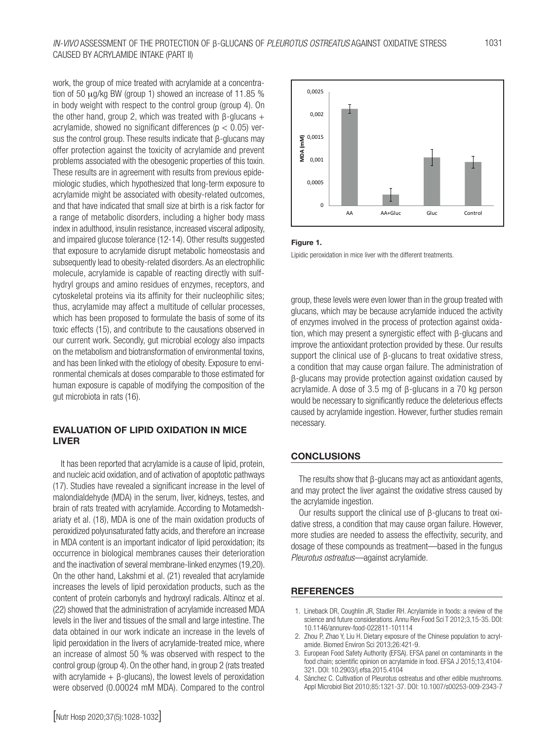work, the group of mice treated with acrylamide at a concentration of 50 μg/kg BW (group 1) showed an increase of 11.85 % in body weight with respect to the control group (group 4). On the other hand, group 2, which was treated with β-glucans + acrylamide, showed no significant differences ($p < 0.05$) versus the control group. These results indicate that β-glucans may offer protection against the toxicity of acrylamide and prevent problems associated with the obesogenic properties of this toxin. These results are in agreement with results from previous epidemiologic studies, which hypothesized that long-term exposure to acrylamide might be associated with obesity-related outcomes, and that have indicated that small size at birth is a risk factor for a range of metabolic disorders, including a higher body mass index in adulthood, insulin resistance, increased visceral adiposity, and impaired glucose tolerance (12-14). Other results suggested that exposure to acrylamide disrupt metabolic homeostasis and subsequently lead to obesity-related disorders. As an electrophilic molecule, acrylamide is capable of reacting directly with sulfhydryl groups and amino residues of enzymes, receptors, and cytoskeletal proteins via its affinity for their nucleophilic sites; thus, acrylamide may affect a multitude of cellular processes, which has been proposed to formulate the basis of some of its toxic effects (15), and contribute to the causations observed in our current work. Secondly, gut microbial ecology also impacts on the metabolism and biotransformation of environmental toxins, and has been linked with the etiology of obesity. Exposure to environmental chemicals at doses comparable to those estimated for human exposure is capable of modifying the composition of the gut microbiota in rats (16).

## EVALUATION OF LIPID OXIDATION IN MICE LIVER

It has been reported that acrylamide is a cause of lipid, protein, and nucleic acid oxidation, and of activation of apoptotic pathways (17). Studies have revealed a significant increase in the level of malondialdehyde (MDA) in the serum, liver, kidneys, testes, and brain of rats treated with acrylamide. According to Motamedshariaty et al. (18), MDA is one of the main oxidation products of peroxidized polyunsaturated fatty acids, and therefore an increase in MDA content is an important indicator of lipid peroxidation; its occurrence in biological membranes causes their deterioration and the inactivation of several membrane-linked enzymes (19,20). On the other hand, Lakshmi et al. (21) revealed that acrylamide increases the levels of lipid peroxidation products, such as the content of protein carbonyls and hydroxyl radicals. Altinoz et al. (22) showed that the administration of acrylamide increased MDA levels in the liver and tissues of the small and large intestine. The data obtained in our work indicate an increase in the levels of lipid peroxidation in the livers of acrylamide-treated mice, where an increase of almost 50 % was observed with respect to the control group (group 4). On the other hand, in group 2 (rats treated with acrylamide + β-glucans), the lowest levels of peroxidation were observed (0.00024 mM MDA). Compared to the control

**Figure 1.**

Lipidic peroxidation in mice liver with the different treatments.

group, these levels were even lower than in the group treated with glucans, which may be because acrylamide induced the activity of enzymes involved in the process of protection against oxidation, which may present a synergistic effect with β-glucans and improve the antioxidant protection provided by these. Our results support the clinical use of β-glucans to treat oxidative stress, a condition that may cause organ failure. The administration of β-glucans may provide protection against oxidation caused by acrylamide. A dose of 3.5 mg of β-glucans in a 70 kg person would be necessary to significantly reduce the deleterious effects caused by acrylamide ingestion. However, further studies remain necessary.

## CONCLUSIONS

The results show that β-glucans may act as antioxidant agents, and may protect the liver against the oxidative stress caused by the acrylamide ingestion.

Our results support the clinical use of β-glucans to treat oxidative stress, a condition that may cause organ failure. However, more studies are needed to assess the effectivity, security, and dosage of these compounds as treatment—based in the fungus *Pleurotus ostreatus*—against acrylamide.

## REFERENCES

1. Lineback DR, Coughlin JR, Stadler RH. Acrylamide in foods: a review of the science and future considerations. Annu Rev Food Sci T 2012;3,15-35. DOI: 10.1146/annurev-food-022811-101114
2. Zhou P, Zhao Y, Liu H. Dietary exposure of the Chinese population to acrylamide. Biomed Environ Sci 2013;26:421-9.
3. European Food Safety Authority (EFSA). EFSA panel on contaminants in the food chain; scientific opinion on acrylamide in food. EFSA J 2015;13,4104-321. DOI: 10.2903/j.efsa.2015.4104
4. Sánchez C. Cultivation of Pleurotus ostreatus and other edible mushrooms. Appl Microbiol Biot 2010;85:1321-37. DOI: 10.1007/s00253-009-2343-7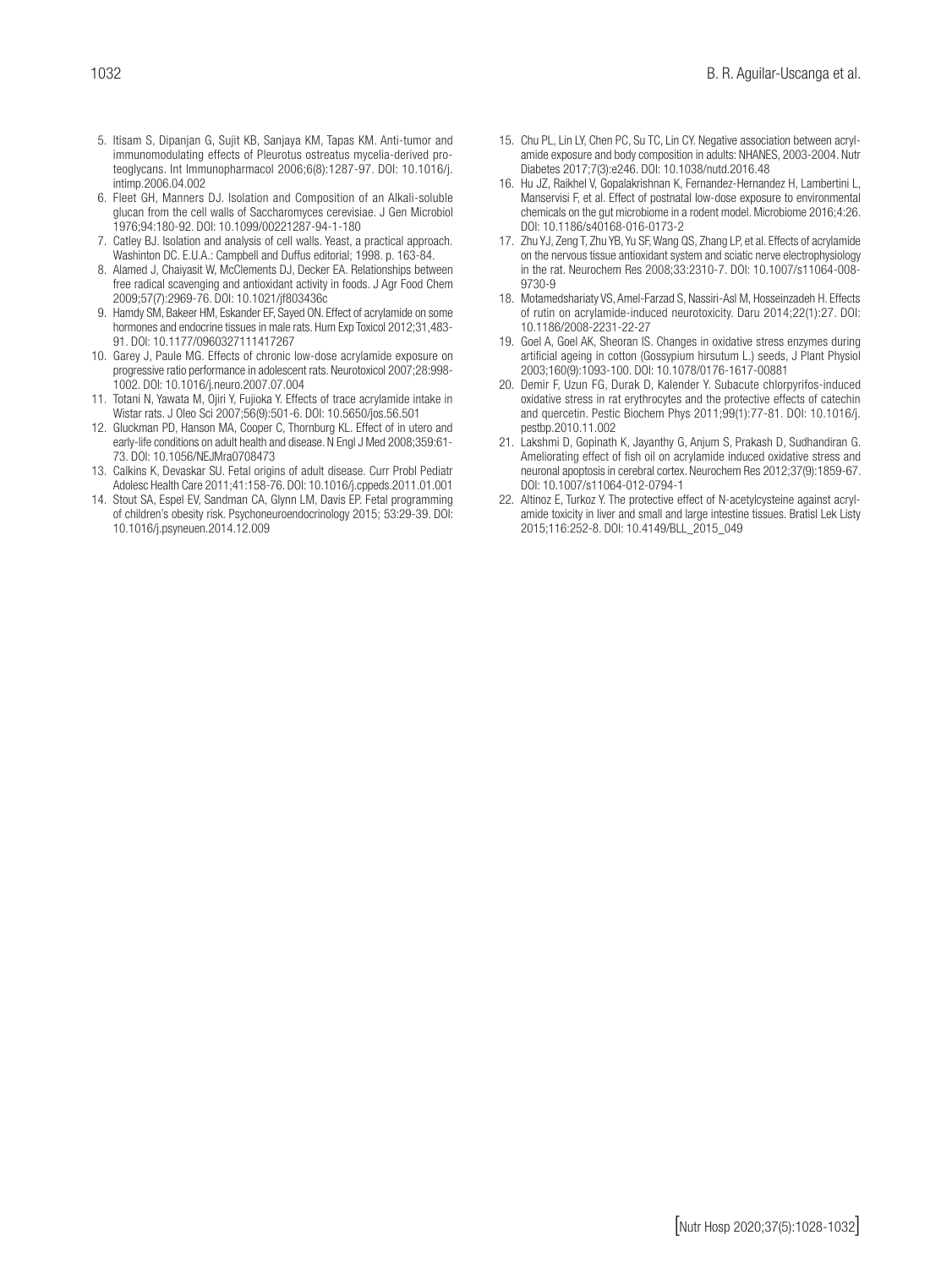5. Itisam S, Dipanjan G, Sujit KB, Sanjaya KM, Tapas KM. Anti-tumor and immunomodulating effects of Pleurotus ostreatus mycelia-derived proteoglycans. Int Immunopharmacol 2006;6(8):1287-97. DOI: 10.1016/j.intimp.2006.04.002
6. Fleet GH, Manners DJ. Isolation and Composition of an Alkali-soluble glucan from the cell walls of Saccharomyces cerevisiae. J Gen Microbiol 1976;94:180-92. DOI: 10.1099/00221287-94-1-180
7. Catley BJ. Isolation and analysis of cell walls. Yeast, a practical approach. Washinton DC. E.U.A.: Campbell and Duffus editorial; 1998. p. 163-84.
8. Alamed J, Chaiyasit W, McClements DJ, Decker EA. Relationships between free radical scavenging and antioxidant activity in foods. J Agr Food Chem 2009;57(7):2969-76. DOI: 10.1021/jf803436c
9. Hamdy SM, Bakeer HM, Eskander EF, Sayed ON. Effect of acrylamide on some hormones and endocrine tissues in male rats. Hum Exp Toxicol 2012;31,483-91. DOI: 10.1177/0960327111417267
10. Garey J, Paule MG. Effects of chronic low-dose acrylamide exposure on progressive ratio performance in adolescent rats. Neurotoxicol 2007;28:998-1002. DOI: 10.1016/j.neuro.2007.07.004
11. Totani N, Yawata M, Ojiri Y, Fujioka Y. Effects of trace acrylamide intake in Wistar rats. J Oleo Sci 2007;56(9):501-6. DOI: 10.5650/jos.56.501
12. Gluckman PD, Hanson MA, Cooper C, Thornburg KL. Effect of in utero and early-life conditions on adult health and disease. N Engl J Med 2008;359:61-73. DOI: 10.1056/NEJMra0708473
13. Calkins K, Devaskar SU. Fetal origins of adult disease. Curr Probl Pediatr Adolesc Health Care 2011;41:158-76. DOI: 10.1016/j.cppeds.2011.01.001
14. Stout SA, Espel EV, Sandman CA, Glynn LM, Davis EP. Fetal programming of children's obesity risk. Psychoneuroendocrinology 2015; 53:29-39. DOI: 10.1016/j.psyneuen.2014.12.009
15. Chu PL, Lin LY, Chen PC, Su TC, Lin CY. Negative association between acrylamide exposure and body composition in adults: NHANES, 2003-2004. Nutr Diabetes 2017;7(3):e246. DOI: 10.1038/nutd.2016.48
16. Hu JZ, Raikhel V, Gopalakrishnan K, Fernandez-Hernandez H, Lambertini L, Manservisi F, et al. Effect of postnatal low-dose exposure to environmental chemicals on the gut microbiome in a rodent model. Microbiome 2016;4:26. DOI: 10.1186/s40168-016-0173-2
17. Zhu YJ, Zeng T, Zhu YB, Yu SF, Wang QS, Zhang LP, et al. Effects of acrylamide on the nervous tissue antioxidant system and sciatic nerve electrophysiology in the rat. Neurochem Res 2008;33:2310-7. DOI: 10.1007/s11064-008-9730-9
18. Motamedshariaty VS, Amel-Farzad S, Nassiri-Asl M, Hosseinzadeh H. Effects of rutin on acrylamide-induced neurotoxicity. Daru 2014;22(1):27. DOI: 10.1186/2008-2231-22-27
19. Goel A, Goel AK, Sheoran IS. Changes in oxidative stress enzymes during artificial ageing in cotton (Gossypium hirsutum L.) seeds, J Plant Physiol 2003;160(9):1093-100. DOI: 10.1078/0176-1617-00881
20. Demir F, Uzun FG, Durak D, Kalender Y. Subacute chlorpyrifos-induced oxidative stress in rat erythrocytes and the protective effects of catechin and quercetin. Pestic Biochem Phys 2011;99(1):77-81. DOI: 10.1016/j.pestbp.2010.11.002
21. Lakshmi D, Gopinath K, Jayanthy G, Anjum S, Prakash D, Sudhandiran G. Ameliorating effect of fish oil on acrylamide induced oxidative stress and neuronal apoptosis in cerebral cortex. Neurochem Res 2012;37(9):1859-67. DOI: 10.1007/s11064-012-0794-1
22. Altinoz E, Turkoz Y. The protective effect of N-acetylcysteine against acrylamide toxicity in liver and small and large intestine tissues. Bratisl Lek Listy 2015;116:252-8. DOI: 10.4149/BLL_2015_049